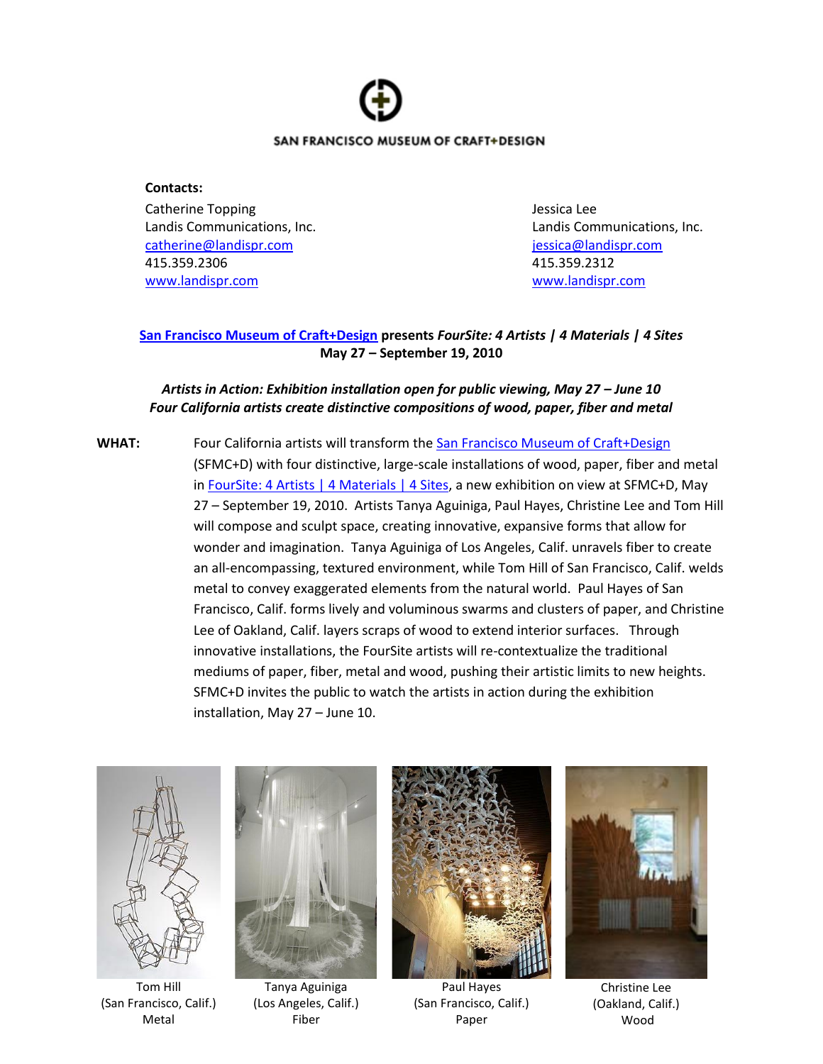SAN FRANCISCO MUSEUM OF CRAFT+DESIGN

**Contacts:**

Catherine Topping
Landis Communications, Inc.
catherine@landispr.com
415.359.2306
www.landispr.com

Jessica Lee
Landis Communications, Inc.
jessica@landispr.com
415.359.2312
www.landispr.com

**San Francisco Museum of Craft+Design presents *FourSite: 4 Artists | 4 Materials | 4 Sites***
**May 27 – September 19, 2010**

***Artists in Action: Exhibition installation open for public viewing, May 27 – June 10***
***Four California artists create distinctive compositions of wood, paper, fiber and metal***

**WHAT:** Four California artists will transform the San Francisco Museum of Craft+Design (SFMC+D) with four distinctive, large-scale installations of wood, paper, fiber and metal in FourSite: 4 Artists | 4 Materials | 4 Sites, a new exhibition on view at SFMC+D, May 27 – September 19, 2010. Artists Tanya Aguiniga, Paul Hayes, Christine Lee and Tom Hill will compose and sculpt space, creating innovative, expansive forms that allow for wonder and imagination. Tanya Aguiniga of Los Angeles, Calif. unravels fiber to create an all-encompassing, textured environment, while Tom Hill of San Francisco, Calif. welds metal to convey exaggerated elements from the natural world. Paul Hayes of San Francisco, Calif. forms lively and voluminous swarms and clusters of paper, and Christine Lee of Oakland, Calif. layers scraps of wood to extend interior surfaces. Through innovative installations, the FourSite artists will re-contextualize the traditional mediums of paper, fiber, metal and wood, pushing their artistic limits to new heights. SFMC+D invites the public to watch the artists in action during the exhibition installation, May 27 – June 10.

Tom Hill
(San Francisco, Calif.)
Metal

Tanya Aguiniga
(Los Angeles, Calif.)
Fiber

Paul Hayes
(San Francisco, Calif.)
Paper

Christine Lee
(Oakland, Calif.)
Wood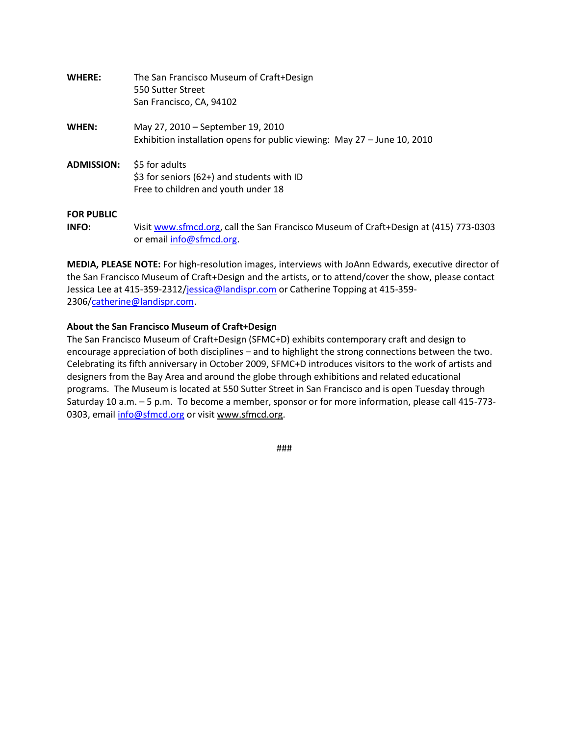**WHERE:** The San Francisco Museum of Craft+Design
550 Sutter Street
San Francisco, CA, 94102

**WHEN:** May 27, 2010 – September 19, 2010
Exhibition installation opens for public viewing: May 27 – June 10, 2010

**ADMISSION:** $5 for adults
$3 for seniors (62+) and students with ID
Free to children and youth under 18

**FOR PUBLIC INFO:** Visit www.sfmcd.org, call the San Francisco Museum of Craft+Design at (415) 773-0303 or email info@sfmcd.org.

**MEDIA, PLEASE NOTE:** For high-resolution images, interviews with JoAnn Edwards, executive director of the San Francisco Museum of Craft+Design and the artists, or to attend/cover the show, please contact Jessica Lee at 415-359-2312/jessica@landispr.com or Catherine Topping at 415-359-2306/catherine@landispr.com.

**About the San Francisco Museum of Craft+Design**

The San Francisco Museum of Craft+Design (SFMC+D) exhibits contemporary craft and design to encourage appreciation of both disciplines – and to highlight the strong connections between the two. Celebrating its fifth anniversary in October 2009, SFMC+D introduces visitors to the work of artists and designers from the Bay Area and around the globe through exhibitions and related educational programs. The Museum is located at 550 Sutter Street in San Francisco and is open Tuesday through Saturday 10 a.m. – 5 p.m. To become a member, sponsor or for more information, please call 415-773-0303, email info@sfmcd.org or visit www.sfmcd.org.

###